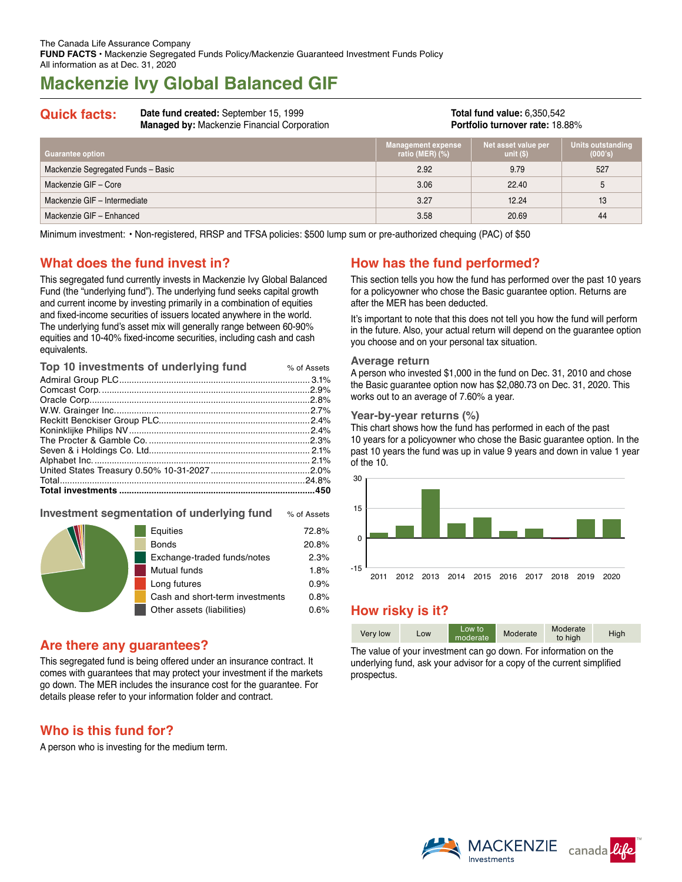The Canada Life Assurance Company
**FUND FACTS** • Mackenzie Segregated Funds Policy/Mackenzie Guaranteed Investment Funds Policy
All information as at Dec. 31, 2020

# Mackenzie Ivy Global Balanced GIF

## Quick facts:

**Date fund created:** September 15, 1999
**Managed by:** Mackenzie Financial Corporation

**Total fund value:** 6,350,542
**Portfolio turnover rate:** 18.88%

| Guarantee option | Management expense ratio (MER) (%) | Net asset value per unit ($) | Units outstanding (000's) |
|---|---|---|---|
| Mackenzie Segregated Funds – Basic | 2.92 | 9.79 | 527 |
| Mackenzie GIF – Core | 3.06 | 22.40 | 5 |
| Mackenzie GIF – Intermediate | 3.27 | 12.24 | 13 |
| Mackenzie GIF – Enhanced | 3.58 | 20.69 | 44 |

Minimum investment: • Non-registered, RRSP and TFSA policies: $500 lump sum or pre-authorized chequing (PAC) of $50

## What does the fund invest in?

This segregated fund currently invests in Mackenzie Ivy Global Balanced Fund (the "underlying fund"). The underlying fund seeks capital growth and current income by investing primarily in a combination of equities and fixed-income securities of issuers located anywhere in the world. The underlying fund's asset mix will generally range between 60-90% equities and 10-40% fixed-income securities, including cash and cash equivalents.

### Top 10 investments of underlying fund

| | % of Assets |
|---|---|
| Admiral Group PLC | 3.1% |
| Comcast Corp. | 2.9% |
| Oracle Corp. | 2.8% |
| W.W. Grainger Inc. | 2.7% |
| Reckitt Benckiser Group PLC | 2.4% |
| Koninklijke Philips NV | 2.4% |
| The Procter & Gamble Co. | 2.3% |
| Seven & i Holdings Co. Ltd. | 2.1% |
| Alphabet Inc. | 2.1% |
| United States Treasury 0.50% 10-31-2027 | 2.0% |
| Total | 24.8% |
| **Total investments** | **450** |

### Investment segmentation of underlying fund

| | % of Assets |
|---|---|
| Equities | 72.8% |
| Bonds | 20.8% |
| Exchange-traded funds/notes | 2.3% |
| Mutual funds | 1.8% |
| Long futures | 0.9% |
| Cash and short-term investments | 0.8% |
| Other assets (liabilities) | 0.6% |

## Are there any guarantees?

This segregated fund is being offered under an insurance contract. It comes with guarantees that may protect your investment if the markets go down. The MER includes the insurance cost for the guarantee. For details please refer to your information folder and contract.

## Who is this fund for?

A person who is investing for the medium term.

## How has the fund performed?

This section tells you how the fund has performed over the past 10 years for a policyowner who chose the Basic guarantee option. Returns are after the MER has been deducted.

It's important to note that this does not tell you how the fund will perform in the future. Also, your actual return will depend on the guarantee option you choose and on your personal tax situation.

### Average return

A person who invested $1,000 in the fund on Dec. 31, 2010 and chose the Basic guarantee option now has $2,080.73 on Dec. 31, 2020. This works out to an average of 7.60% a year.

### Year-by-year returns (%)

This chart shows how the fund has performed in each of the past 10 years for a policyowner who chose the Basic guarantee option. In the past 10 years the fund was up in value 9 years and down in value 1 year of the 10.

## How risky is it?

| Very low | Low | **Low to moderate** | Moderate | Moderate to high | High |
|---|---|---|---|---|---|

The value of your investment can go down. For information on the underlying fund, ask your advisor for a copy of the current simplified prospectus.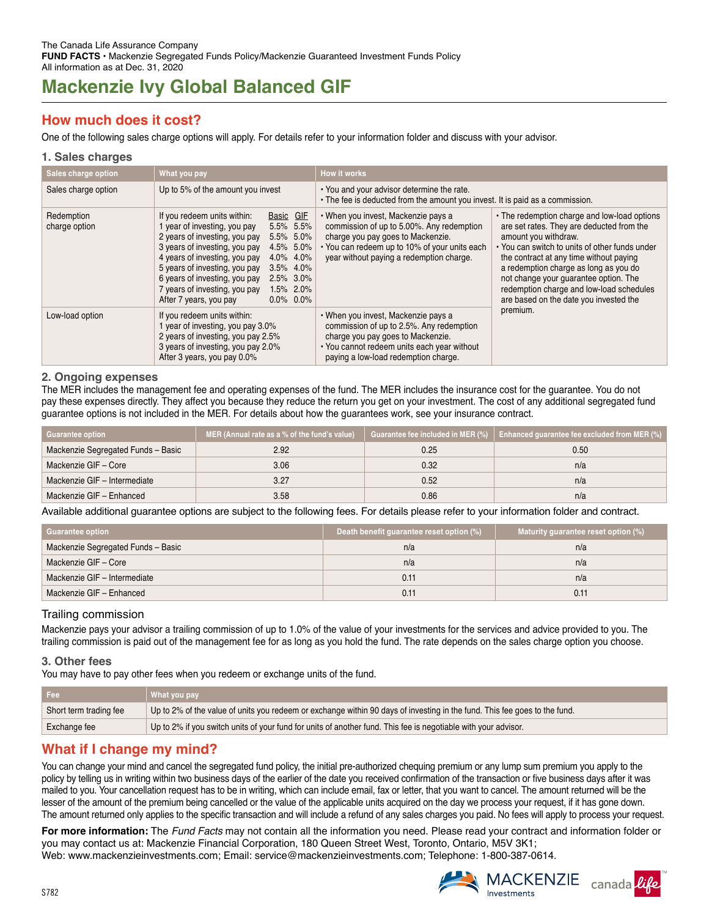The Canada Life Assurance Company
**FUND FACTS** • Mackenzie Segregated Funds Policy/Mackenzie Guaranteed Investment Funds Policy
All information as at Dec. 31, 2020

# Mackenzie Ivy Global Balanced GIF

## How much does it cost?

One of the following sales charge options will apply. For details refer to your information folder and discuss with your advisor.

### 1. Sales charges

| Sales charge option | What you pay | How it works | |
|---|---|---|---|
| Sales charge option | Up to 5% of the amount you invest | • You and your advisor determine the rate.<br>• The fee is deducted from the amount you invest. It is paid as a commission. | |
| Redemption charge option | If you redeem units within: Basic GIF<br>1 year of investing, you pay 5.5% 5.5%<br>2 years of investing, you pay 5.5% 5.0%<br>3 years of investing, you pay 4.5% 5.0%<br>4 years of investing, you pay 4.0% 4.0%<br>5 years of investing, you pay 3.5% 4.0%<br>6 years of investing, you pay 2.5% 3.0%<br>7 years of investing, you pay 1.5% 2.0%<br>After 7 years, you pay 0.0% 0.0% | • When you invest, Mackenzie pays a commission of up to 5.00%. Any redemption charge you pay goes to Mackenzie.<br>• You can redeem up to 10% of your units each year without paying a redemption charge. | • The redemption charge and low-load options are set rates. They are deducted from the amount you withdraw.<br>• You can switch to units of other funds under the contract at any time without paying a redemption charge as long as you do not change your guarantee option. The redemption charge and low-load schedules are based on the date you invested the premium. |
| Low-load option | If you redeem units within:<br>1 year of investing, you pay 3.0%<br>2 years of investing, you pay 2.5%<br>3 years of investing, you pay 2.0%<br>After 3 years, you pay 0.0% | • When you invest, Mackenzie pays a commission of up to 2.5%. Any redemption charge you pay goes to Mackenzie.<br>• You cannot redeem units each year without paying a low-load charge. | |

### 2. Ongoing expenses

The MER includes the management fee and operating expenses of the fund. The MER includes the insurance cost for the guarantee. You do not pay these expenses directly. They affect you because they reduce the return you get on your investment. The cost of any additional segregated fund guarantee options is not included in the MER. For details about how the guarantees work, see your insurance contract.

| Guarantee option | MER (Annual rate as a % of the fund's value) | Guarantee fee included in MER (%) | Enhanced guarantee fee excluded from MER (%) |
|---|---|---|---|
| Mackenzie Segregated Funds – Basic | 2.92 | 0.25 | 0.50 |
| Mackenzie GIF – Core | 3.06 | 0.32 | n/a |
| Mackenzie GIF – Intermediate | 3.27 | 0.52 | n/a |
| Mackenzie GIF – Enhanced | 3.58 | 0.86 | n/a |

Available additional guarantee options are subject to the following fees. For details please refer to your information folder and contract.

| Guarantee option | Death benefit guarantee reset option (%) | Maturity guarantee reset option (%) |
|---|---|---|
| Mackenzie Segregated Funds – Basic | n/a | n/a |
| Mackenzie GIF – Core | n/a | n/a |
| Mackenzie GIF – Intermediate | 0.11 | n/a |
| Mackenzie GIF – Enhanced | 0.11 | 0.11 |

#### Trailing commission

Mackenzie pays your advisor a trailing commission of up to 1.0% of the value of your investments for the services and advice provided to you. The trailing commission is paid out of the management fee for as long as you hold the fund. The rate depends on the sales charge option you choose.

### 3. Other fees

You may have to pay other fees when you redeem or exchange units of the fund.

| Fee | What you pay |
|---|---|
| Short term trading fee | Up to 2% of the value of units you redeem or exchange within 90 days of investing in the fund. This fee goes to the fund. |
| Exchange fee | Up to 2% if you switch units of your fund for units of another fund. This fee is negotiable with your advisor. |

## What if I change my mind?

You can change your mind and cancel the segregated fund policy, the initial pre-authorized chequing premium or any lump sum premium you apply to the policy by telling us in writing within two business days of the earlier of the date you received confirmation of the transaction or five business days after it was mailed to you. Your cancellation request has to be in writing, which can include email, fax or letter, that you want to cancel. The amount returned will be the lesser of the amount of the premium being cancelled or the value of the applicable units acquired on the day we process your request, if it has gone down. The amount returned only applies to the specific transaction and will include a refund of any sales charges you paid. No fees will apply to process your request.

**For more information:** The *Fund Facts* may not contain all the information you need. Please read your contract and information folder or you may contact us at: Mackenzie Financial Corporation, 180 Queen Street West, Toronto, Ontario, M5V 3K1;
Web: www.mackenzieinvestments.com; Email: service@mackenzieinvestments.com; Telephone: 1-800-387-0614.

S782